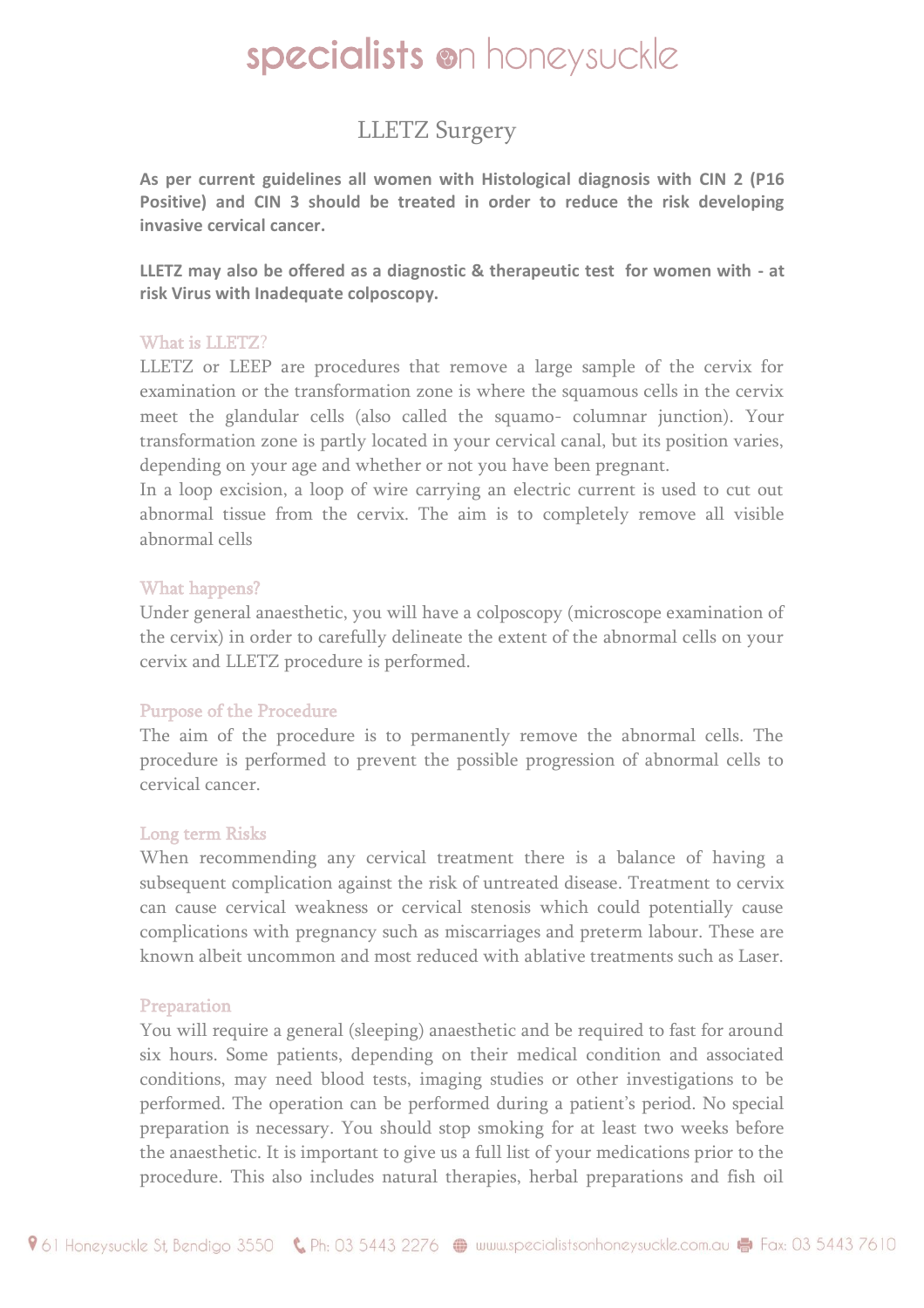# LLETZ Surgery

**As per current guidelines all women with Histological diagnosis with CIN 2 (P16 Positive) and CIN 3 should be treated in order to reduce the risk developing invasive cervical cancer.**

**LLETZ may also be offered as a diagnostic & therapeutic test for women with - at risk Virus with Inadequate colposcopy.**

## What is LLETZ?

LLETZ or LEEP are procedures that remove a large sample of the cervix for examination or the transformation zone is where the squamous cells in the cervix meet the glandular cells (also called the squamo- columnar junction). Your transformation zone is partly located in your cervical canal, but its position varies, depending on your age and whether or not you have been pregnant.

In a loop excision, a loop of wire carrying an electric current is used to cut out abnormal tissue from the cervix. The aim is to completely remove all visible abnormal cells

## What happens?

Under general anaesthetic, you will have a colposcopy (microscope examination of the cervix) in order to carefully delineate the extent of the abnormal cells on your cervix and LLETZ procedure is performed.

## Purpose of the Procedure

The aim of the procedure is to permanently remove the abnormal cells. The procedure is performed to prevent the possible progression of abnormal cells to cervical cancer.

## Long term Risks

When recommending any cervical treatment there is a balance of having a subsequent complication against the risk of untreated disease. Treatment to cervix can cause cervical weakness or cervical stenosis which could potentially cause complications with pregnancy such as miscarriages and preterm labour. These are known albeit uncommon and most reduced with ablative treatments such as Laser.

## Preparation

You will require a general (sleeping) anaesthetic and be required to fast for around six hours. Some patients, depending on their medical condition and associated conditions, may need blood tests, imaging studies or other investigations to be performed. The operation can be performed during a patient's period. No special preparation is necessary. You should stop smoking for at least two weeks before the anaesthetic. It is important to give us a full list of your medications prior to the procedure. This also includes natural therapies, herbal preparations and fish oil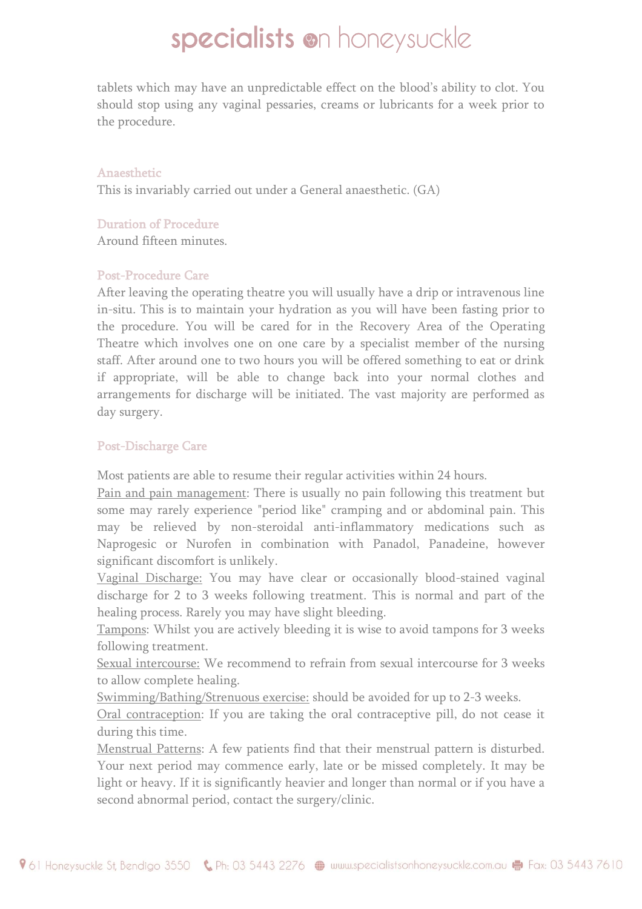tablets which may have an unpredictable effect on the blood's ability to clot. You should stop using any vaginal pessaries, creams or lubricants for a week prior to the procedure.

## Anaesthetic

This is invariably carried out under a General anaesthetic. (GA)

## Duration of Procedure

Around fifteen minutes.

## Post-Procedure Care

After leaving the operating theatre you will usually have a drip or intravenous line in-situ. This is to maintain your hydration as you will have been fasting prior to the procedure. You will be cared for in the Recovery Area of the Operating Theatre which involves one on one care by a specialist member of the nursing staff. After around one to two hours you will be offered something to eat or drink if appropriate, will be able to change back into your normal clothes and arrangements for discharge will be initiated. The vast majority are performed as day surgery.

## Post-Discharge Care

Most patients are able to resume their regular activities within 24 hours.

Pain and pain management: There is usually no pain following this treatment but some may rarely experience "period like" cramping and or abdominal pain. This may be relieved by non-steroidal anti-inflammatory medications such as Naprogesic or Nurofen in combination with Panadol, Panadeine, however significant discomfort is unlikely.

Vaginal Discharge: You may have clear or occasionally blood-stained vaginal discharge for 2 to 3 weeks following treatment. This is normal and part of the healing process. Rarely you may have slight bleeding.

Tampons: Whilst you are actively bleeding it is wise to avoid tampons for 3 weeks following treatment.

Sexual intercourse: We recommend to refrain from sexual intercourse for 3 weeks to allow complete healing.

Swimming/Bathing/Strenuous exercise: should be avoided for up to 2-3 weeks.

Oral contraception: If you are taking the oral contraceptive pill, do not cease it during this time.

Menstrual Patterns: A few patients find that their menstrual pattern is disturbed. Your next period may commence early, late or be missed completely. It may be light or heavy. If it is significantly heavier and longer than normal or if you have a second abnormal period, contact the surgery/clinic.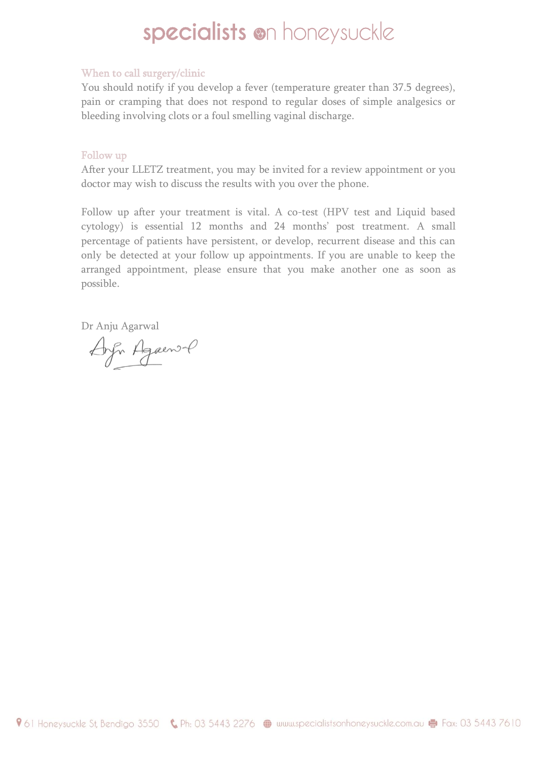## When to call surgery/clinic

You should notify if you develop a fever (temperature greater than 37.5 degrees), pain or cramping that does not respond to regular doses of simple analgesics or bleeding involving clots or a foul smelling vaginal discharge.

## Follow up

After your LLETZ treatment, you may be invited for a review appointment or you doctor may wish to discuss the results with you over the phone.

Follow up after your treatment is vital. A co-test (HPV test and Liquid based cytology) is essential 12 months and 24 months' post treatment. A small percentage of patients have persistent, or develop, recurrent disease and this can only be detected at your follow up appointments. If you are unable to keep the arranged appointment, please ensure that you make another one as soon as possible.

Dr Anju Agarwal